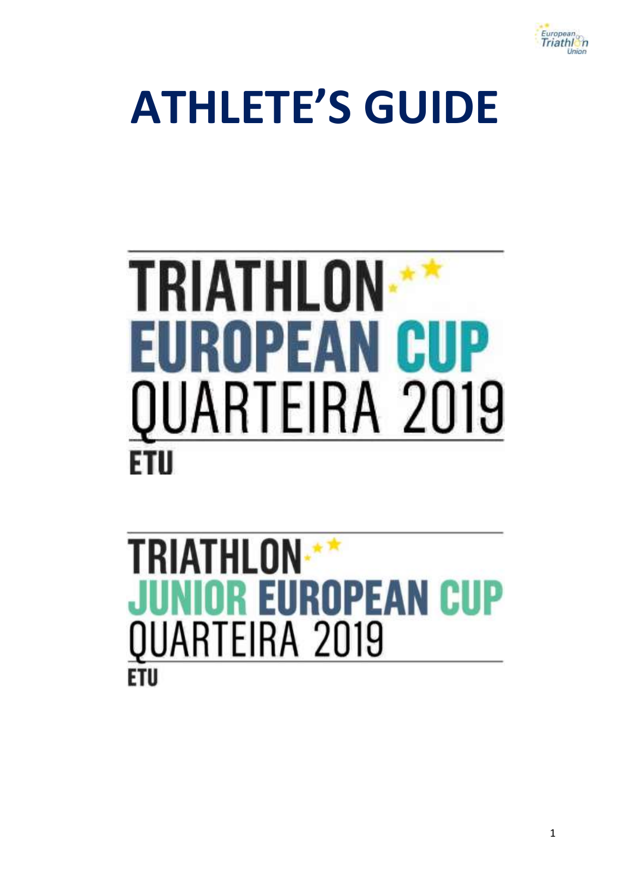# ATHLETE'S GUIDE

TRIATHLON
EUROPEAN CUP
QUARTEIRA 2019
ETU

TRIATHLON
JUNIOR EUROPEAN CUP
QUARTEIRA 2019
ETU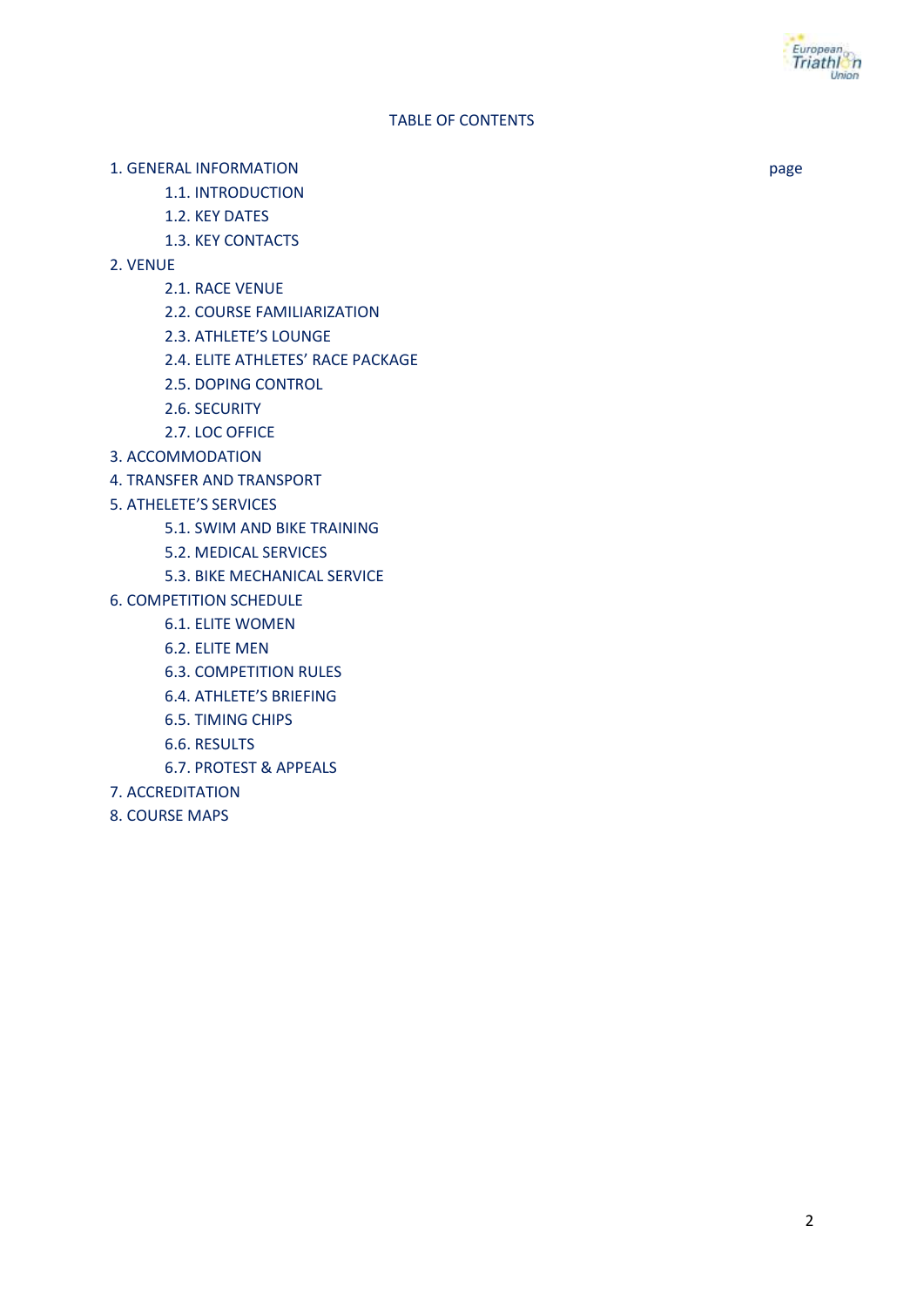TABLE OF CONTENTS

1. GENERAL INFORMATION — page
    - 1.1. INTRODUCTION
    - 1.2. KEY DATES
    - 1.3. KEY CONTACTS
2. VENUE
    - 2.1. RACE VENUE
    - 2.2. COURSE FAMILIARIZATION
    - 2.3. ATHLETE'S LOUNGE
    - 2.4. ELITE ATHLETES' RACE PACKAGE
    - 2.5. DOPING CONTROL
    - 2.6. SECURITY
    - 2.7. LOC OFFICE
3. ACCOMMODATION
4. TRANSFER AND TRANSPORT
5. ATHELETE'S SERVICES
    - 5.1. SWIM AND BIKE TRAINING
    - 5.2. MEDICAL SERVICES
    - 5.3. BIKE MECHANICAL SERVICE
6. COMPETITION SCHEDULE
    - 6.1. ELITE WOMEN
    - 6.2. ELITE MEN
    - 6.3. COMPETITION RULES
    - 6.4. ATHLETE'S BRIEFING
    - 6.5. TIMING CHIPS
    - 6.6. RESULTS
    - 6.7. PROTEST & APPEALS
7. ACCREDITATION
8. COURSE MAPS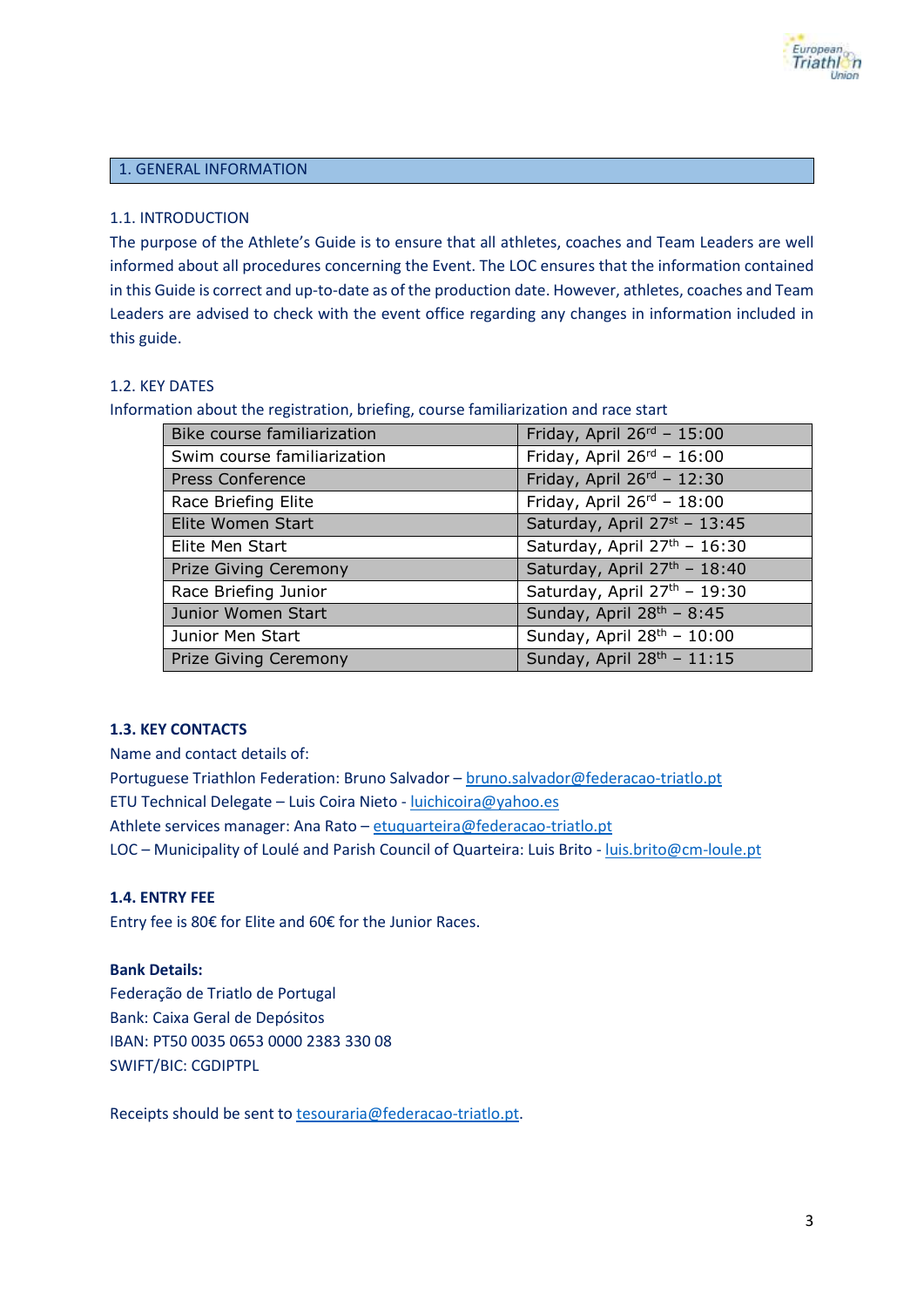## 1. GENERAL INFORMATION

### 1.1. INTRODUCTION

The purpose of the Athlete's Guide is to ensure that all athletes, coaches and Team Leaders are well informed about all procedures concerning the Event. The LOC ensures that the information contained in this Guide is correct and up-to-date as of the production date. However, athletes, coaches and Team Leaders are advised to check with the event office regarding any changes in information included in this guide.

### 1.2. KEY DATES

Information about the registration, briefing, course familiarization and race start

| | |
|---|---|
| Bike course familiarization | Friday, April 26rd – 15:00 |
| Swim course familiarization | Friday, April 26rd – 16:00 |
| Press Conference | Friday, April 26rd – 12:30 |
| Race Briefing Elite | Friday, April 26rd – 18:00 |
| Elite Women Start | Saturday, April 27st – 13:45 |
| Elite Men Start | Saturday, April 27th – 16:30 |
| Prize Giving Ceremony | Saturday, April 27th – 18:40 |
| Race Briefing Junior | Saturday, April 27th – 19:30 |
| Junior Women Start | Sunday, April 28th – 8:45 |
| Junior Men Start | Sunday, April 28th – 10:00 |
| Prize Giving Ceremony | Sunday, April 28th – 11:15 |

### 1.3. KEY CONTACTS

Name and contact details of:

Portuguese Triathlon Federation: Bruno Salvador – bruno.salvador@federacao-triatlo.pt

ETU Technical Delegate – Luis Coira Nieto - luichicoira@yahoo.es

Athlete services manager: Ana Rato – etuquarteira@federacao-triatlo.pt

LOC – Municipality of Loulé and Parish Council of Quarteira: Luis Brito - luis.brito@cm-loule.pt

### 1.4. ENTRY FEE

Entry fee is 80€ for Elite and 60€ for the Junior Races.

**Bank Details:**

Federação de Triatlo de Portugal
Bank: Caixa Geral de Depósitos
IBAN: PT50 0035 0653 0000 2383 330 08
SWIFT/BIC: CGDIPTPL

Receipts should be sent to tesouraria@federacao-triatlo.pt.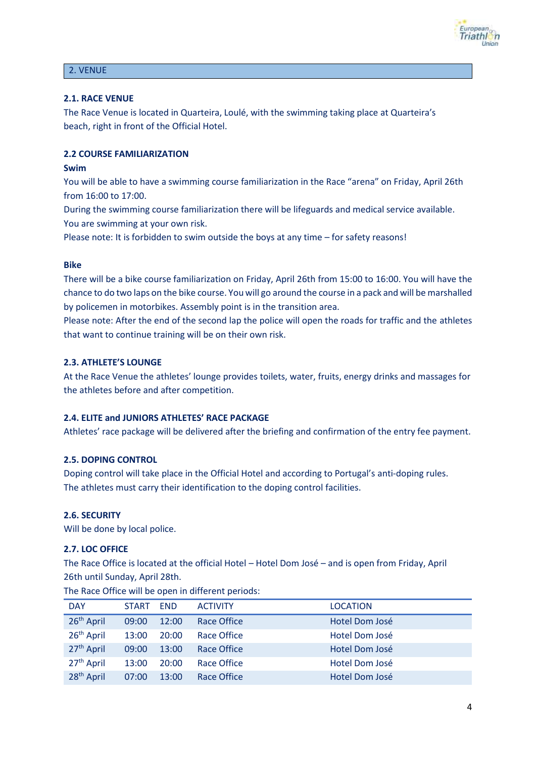## 2. VENUE

### 2.1. RACE VENUE

The Race Venue is located in Quarteira, Loulé, with the swimming taking place at Quarteira's beach, right in front of the Official Hotel.

### 2.2 COURSE FAMILIARIZATION

**Swim**

You will be able to have a swimming course familiarization in the Race "arena" on Friday, April 26th from 16:00 to 17:00.

During the swimming course familiarization there will be lifeguards and medical service available. You are swimming at your own risk.

Please note: It is forbidden to swim outside the boys at any time – for safety reasons!

**Bike**

There will be a bike course familiarization on Friday, April 26th from 15:00 to 16:00. You will have the chance to do two laps on the bike course. You will go around the course in a pack and will be marshalled by policemen in motorbikes. Assembly point is in the transition area.

Please note: After the end of the second lap the police will open the roads for traffic and the athletes that want to continue training will be on their own risk.

### 2.3. ATHLETE'S LOUNGE

At the Race Venue the athletes' lounge provides toilets, water, fruits, energy drinks and massages for the athletes before and after competition.

### 2.4. ELITE and JUNIORS ATHLETES' RACE PACKAGE

Athletes' race package will be delivered after the briefing and confirmation of the entry fee payment.

### 2.5. DOPING CONTROL

Doping control will take place in the Official Hotel and according to Portugal's anti-doping rules. The athletes must carry their identification to the doping control facilities.

### 2.6. SECURITY

Will be done by local police.

### 2.7. LOC OFFICE

The Race Office is located at the official Hotel – Hotel Dom José – and is open from Friday, April 26th until Sunday, April 28th.

The Race Office will be open in different periods:

| DAY | START | END | ACTIVITY | LOCATION |
|---|---|---|---|---|
| 26th April | 09:00 | 12:00 | Race Office | Hotel Dom José |
| 26th April | 13:00 | 20:00 | Race Office | Hotel Dom José |
| 27th April | 09:00 | 13:00 | Race Office | Hotel Dom José |
| 27th April | 13:00 | 20:00 | Race Office | Hotel Dom José |
| 28th April | 07:00 | 13:00 | Race Office | Hotel Dom José |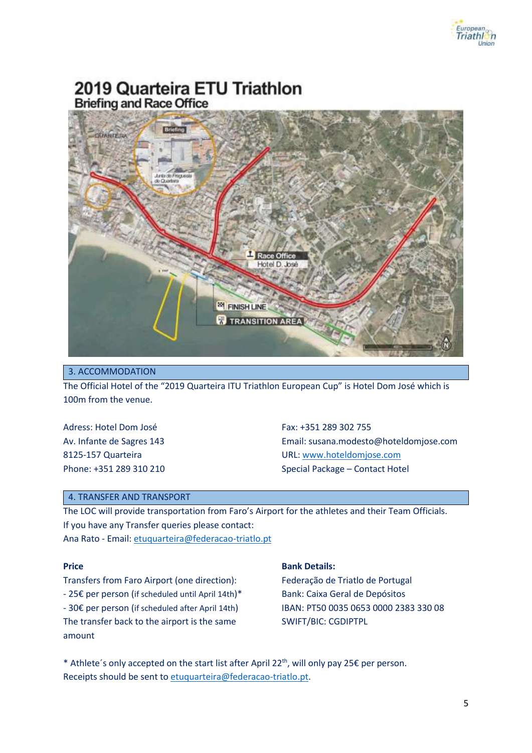# 2019 Quarteira ETU Triathlon

## Briefing and Race Office

## 3. ACCOMMODATION

The Official Hotel of the "2019 Quarteira ITU Triathlon European Cup" is Hotel Dom José which is 100m from the venue.

Adress: Hotel Dom José
Av. Infante de Sagres 143
8125-157 Quarteira
Phone: +351 289 310 210

Fax: +351 289 302 755
Email: susana.modesto@hoteldomjose.com
URL: www.hoteldomjose.com
Special Package – Contact Hotel

## 4. TRANSFER AND TRANSPORT

The LOC will provide transportation from Faro's Airport for the athletes and their Team Officials.
If you have any Transfer queries please contact:
Ana Rato - Email: etuquarteira@federacao-triatlo.pt

**Price**

Transfers from Faro Airport (one direction):
- 25€ per person (if scheduled until April 14th)*
- 30€ per person (if scheduled after April 14th)

The transfer back to the airport is the same amount

**Bank Details:**

Federação de Triatlo de Portugal
Bank: Caixa Geral de Depósitos
IBAN: PT50 0035 0653 0000 2383 330 08
SWIFT/BIC: CGDIPTPL

* Athlete´s only accepted on the start list after April 22th, will only pay 25€ per person.
Receipts should be sent to etuquarteira@federacao-triatlo.pt.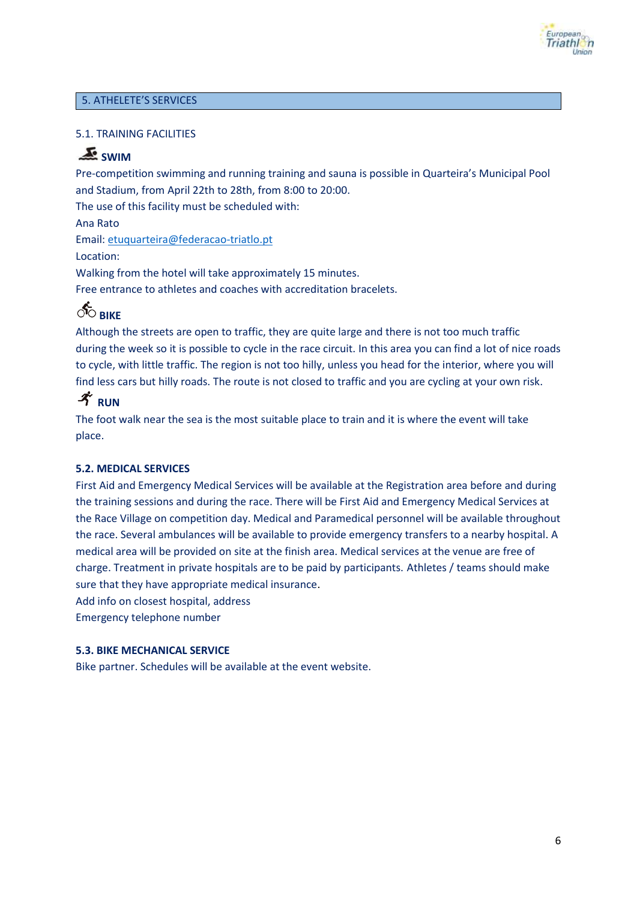## 5. ATHELETE'S SERVICES

### 5.1. TRAINING FACILITIES

#### SWIM

Pre-competition swimming and running training and sauna is possible in Quarteira's Municipal Pool and Stadium, from April 22th to 28th, from 8:00 to 20:00.
The use of this facility must be scheduled with:
Ana Rato
Email: etuquarteira@federacao-triatlo.pt
Location:
Walking from the hotel will take approximately 15 minutes.
Free entrance to athletes and coaches with accreditation bracelets.

#### BIKE

Although the streets are open to traffic, they are quite large and there is not too much traffic during the week so it is possible to cycle in the race circuit. In this area you can find a lot of nice roads to cycle, with little traffic. The region is not too hilly, unless you head for the interior, where you will find less cars but hilly roads. The route is not closed to traffic and you are cycling at your own risk.

#### RUN

The foot walk near the sea is the most suitable place to train and it is where the event will take place.

### 5.2. MEDICAL SERVICES

First Aid and Emergency Medical Services will be available at the Registration area before and during the training sessions and during the race. There will be First Aid and Emergency Medical Services at the Race Village on competition day. Medical and Paramedical personnel will be available throughout the race. Several ambulances will be available to provide emergency transfers to a nearby hospital. A medical area will be provided on site at the finish area. Medical services at the venue are free of charge. Treatment in private hospitals are to be paid by participants. Athletes / teams should make sure that they have appropriate medical insurance.
Add info on closest hospital, address
Emergency telephone number

### 5.3. BIKE MECHANICAL SERVICE

Bike partner. Schedules will be available at the event website.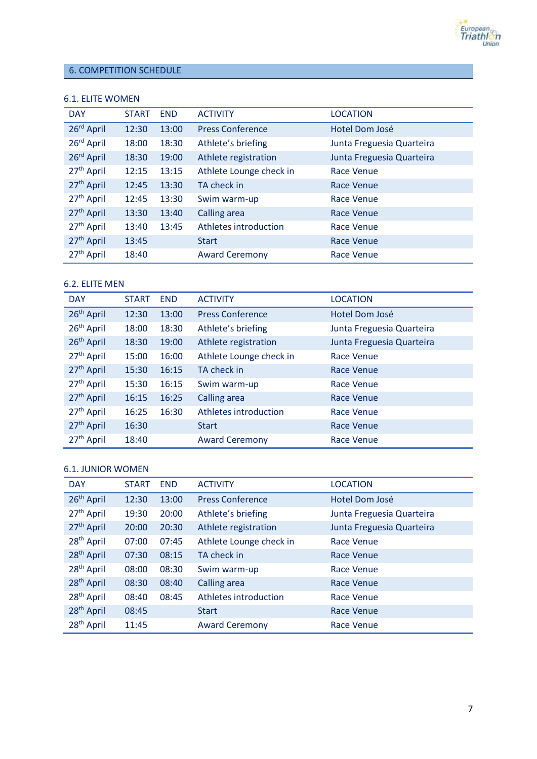## 6. COMPETITION SCHEDULE

### 6.1. ELITE WOMEN

| DAY | START | END | ACTIVITY | LOCATION |
|---|---|---|---|---|
| 26rd April | 12:30 | 13:00 | Press Conference | Hotel Dom José |
| 26rd April | 18:00 | 18:30 | Athlete's briefing | Junta Freguesia Quarteira |
| 26rd April | 18:30 | 19:00 | Athlete registration | Junta Freguesia Quarteira |
| 27th April | 12:15 | 13:15 | Athlete Lounge check in | Race Venue |
| 27th April | 12:45 | 13:30 | TA check in | Race Venue |
| 27th April | 12:45 | 13:30 | Swim warm-up | Race Venue |
| 27th April | 13:30 | 13:40 | Calling area | Race Venue |
| 27th April | 13:40 | 13:45 | Athletes introduction | Race Venue |
| 27th April | 13:45 | | Start | Race Venue |
| 27th April | 18:40 | | Award Ceremony | Race Venue |

### 6.2. ELITE MEN

| DAY | START | END | ACTIVITY | LOCATION |
|---|---|---|---|---|
| 26th April | 12:30 | 13:00 | Press Conference | Hotel Dom José |
| 26th April | 18:00 | 18:30 | Athlete's briefing | Junta Freguesia Quarteira |
| 26th April | 18:30 | 19:00 | Athlete registration | Junta Freguesia Quarteira |
| 27th April | 15:00 | 16:00 | Athlete Lounge check in | Race Venue |
| 27th April | 15:30 | 16:15 | TA check in | Race Venue |
| 27th April | 15:30 | 16:15 | Swim warm-up | Race Venue |
| 27th April | 16:15 | 16:25 | Calling area | Race Venue |
| 27th April | 16:25 | 16:30 | Athletes introduction | Race Venue |
| 27th April | 16:30 | | Start | Race Venue |
| 27th April | 18:40 | | Award Ceremony | Race Venue |

### 6.1. JUNIOR WOMEN

| DAY | START | END | ACTIVITY | LOCATION |
|---|---|---|---|---|
| 26th April | 12:30 | 13:00 | Press Conference | Hotel Dom José |
| 27th April | 19:30 | 20:00 | Athlete's briefing | Junta Freguesia Quarteira |
| 27th April | 20:00 | 20:30 | Athlete registration | Junta Freguesia Quarteira |
| 28th April | 07:00 | 07:45 | Athlete Lounge check in | Race Venue |
| 28th April | 07:30 | 08:15 | TA check in | Race Venue |
| 28th April | 08:00 | 08:30 | Swim warm-up | Race Venue |
| 28th April | 08:30 | 08:40 | Calling area | Race Venue |
| 28th April | 08:40 | 08:45 | Athletes introduction | Race Venue |
| 28th April | 08:45 | | Start | Race Venue |
| 28th April | 11:45 | | Award Ceremony | Race Venue |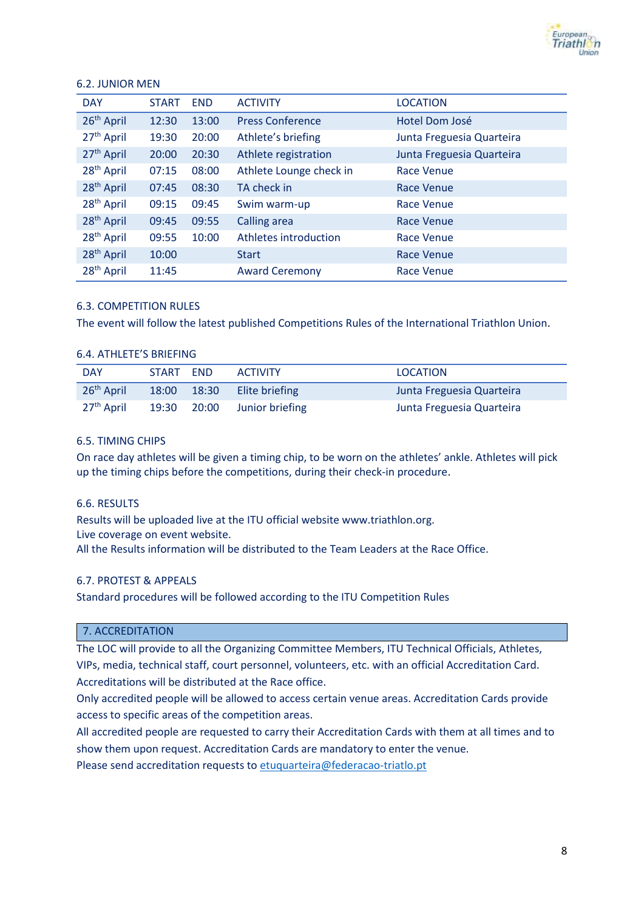### 6.2. JUNIOR MEN

| DAY | START | END | ACTIVITY | LOCATION |
|---|---|---|---|---|
| 26th April | 12:30 | 13:00 | Press Conference | Hotel Dom José |
| 27th April | 19:30 | 20:00 | Athlete's briefing | Junta Freguesia Quarteira |
| 27th April | 20:00 | 20:30 | Athlete registration | Junta Freguesia Quarteira |
| 28th April | 07:15 | 08:00 | Athlete Lounge check in | Race Venue |
| 28th April | 07:45 | 08:30 | TA check in | Race Venue |
| 28th April | 09:15 | 09:45 | Swim warm-up | Race Venue |
| 28th April | 09:45 | 09:55 | Calling area | Race Venue |
| 28th April | 09:55 | 10:00 | Athletes introduction | Race Venue |
| 28th April | 10:00 | | Start | Race Venue |
| 28th April | 11:45 | | Award Ceremony | Race Venue |

### 6.3. COMPETITION RULES

The event will follow the latest published Competitions Rules of the International Triathlon Union.

### 6.4. ATHLETE'S BRIEFING

| DAY | START | END | ACTIVITY | LOCATION |
|---|---|---|---|---|
| 26th April | 18:00 | 18:30 | Elite briefing | Junta Freguesia Quarteira |
| 27th April | 19:30 | 20:00 | Junior briefing | Junta Freguesia Quarteira |

### 6.5. TIMING CHIPS

On race day athletes will be given a timing chip, to be worn on the athletes' ankle. Athletes will pick up the timing chips before the competitions, during their check-in procedure.

### 6.6. RESULTS

Results will be uploaded live at the ITU official website www.triathlon.org.
Live coverage on event website.
All the Results information will be distributed to the Team Leaders at the Race Office.

### 6.7. PROTEST & APPEALS

Standard procedures will be followed according to the ITU Competition Rules

## 7. ACCREDITATION

The LOC will provide to all the Organizing Committee Members, ITU Technical Officials, Athletes, VIPs, media, technical staff, court personnel, volunteers, etc. with an official Accreditation Card. Accreditations will be distributed at the Race office.
Only accredited people will be allowed to access certain venue areas. Accreditation Cards provide access to specific areas of the competition areas.
All accredited people are requested to carry their Accreditation Cards with them at all times and to show them upon request. Accreditation Cards are mandatory to enter the venue.
Please send accreditation requests to etuquarteira@federacao-triatlo.pt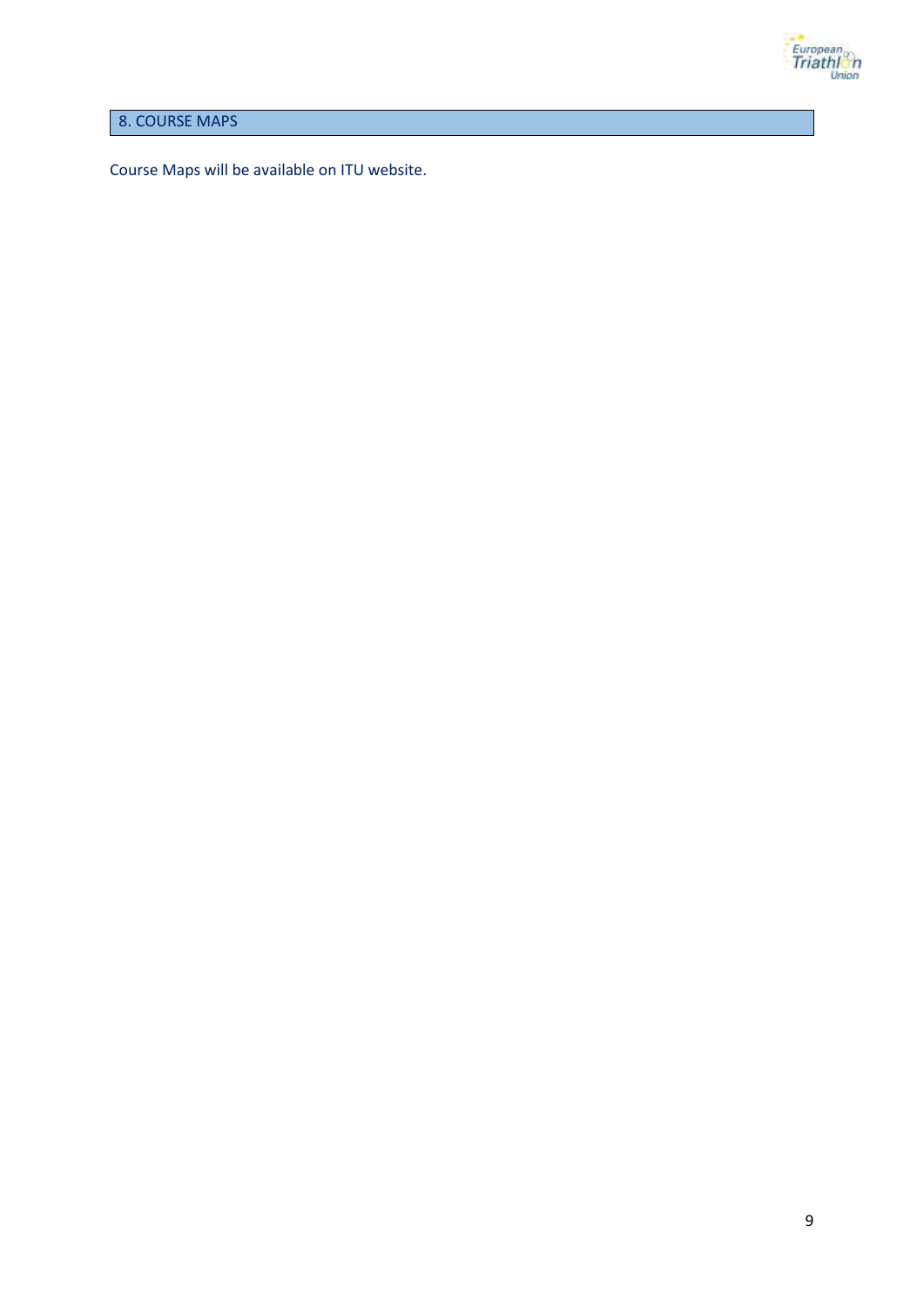## 8. COURSE MAPS

Course Maps will be available on ITU website.